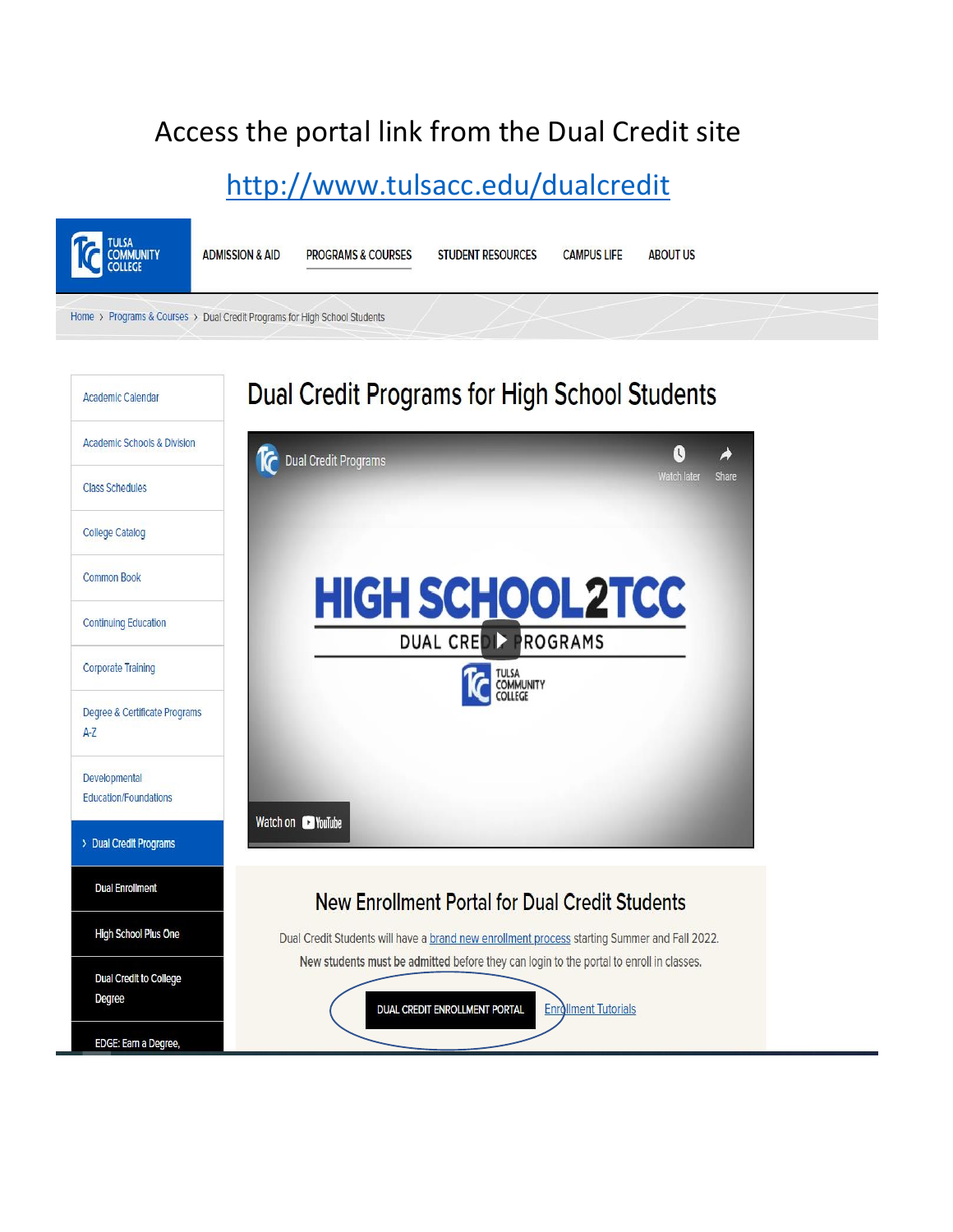# Access the portal link from the Dual Credit site

http://www.tulsacc.edu/dualcredit

TULSA COMMUNITY COLLEGE

ADMISSION & AID | PROGRAMS & COURSES | STUDENT RESOURCES | CAMPUS LIFE | ABOUT US

Home › Programs & Courses › Dual Credit Programs for High School Students

- Academic Calendar
- Academic Schools & Division
- Class Schedules
- College Catalog
- Common Book
- Continuing Education
- Corporate Training
- Degree & Certificate Programs A-Z
- Developmental Education/Foundations
- › Dual Credit Programs
  - Dual Enrollment
  - High School Plus One
  - Dual Credit to College Degree
  - EDGE: Earn a Degree,

## Dual Credit Programs for High School Students

Dual Credit Programs

Watch later Share

HIGH SCHOOL2TCC

DUAL CREDIT PROGRAMS

TULSA COMMUNITY COLLEGE

Watch on YouTube

### New Enrollment Portal for Dual Credit Students

Dual Credit Students will have a brand new enrollment process starting Summer and Fall 2022.

New students must be admitted before they can login to the portal to enroll in classes.

DUAL CREDIT ENROLLMENT PORTAL | Enrollment Tutorials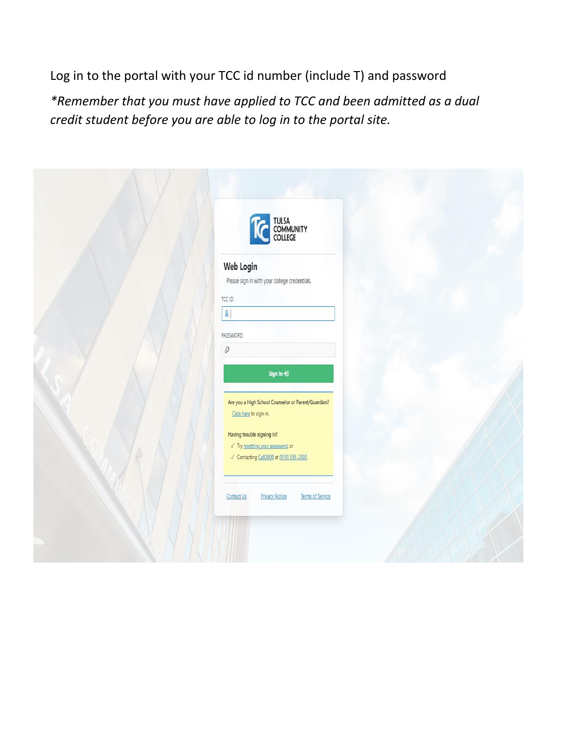Log in to the portal with your TCC id number (include T) and password

*\*Remember that you must have applied to TCC and been admitted as a dual credit student before you are able to log in to the portal site.*

TULSA COMMUNITY COLLEGE

**Web Login**

Please sign in with your college credentials.

TCC ID

PASSWORD

Sign In

Are you a High School Counselor or Parent/Guardian?

Click here to sign in.

Having trouble signing in?

- √ Try resetting your password, or
- √ Contacting Call2000 at (918) 595-2000

Contact Us Privacy Notice Terms of Service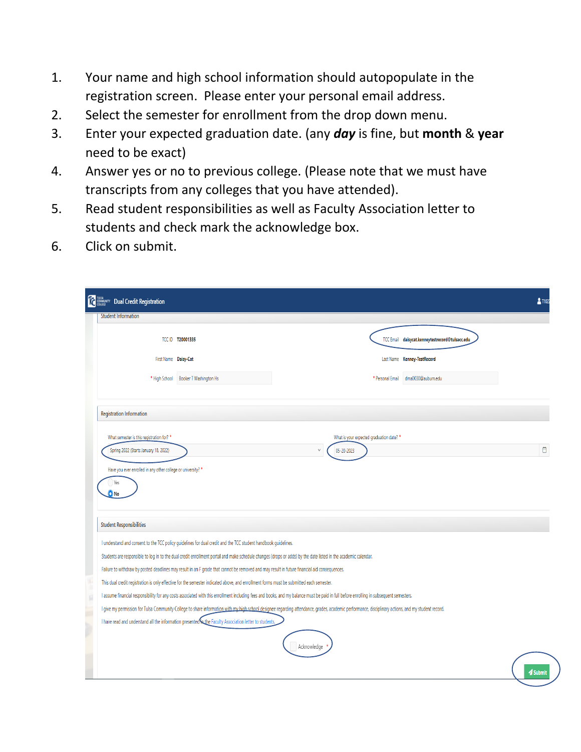1. Your name and high school information should autopopulate in the registration screen. Please enter your personal email address.
2. Select the semester for enrollment from the drop down menu.
3. Enter your expected graduation date. (any ***day*** is fine, but **month** & **year** need to be exact)
4. Answer yes or no to previous college. (Please note that we must have transcripts from any colleges that you have attended).
5. Read student responsibilities as well as Faculty Association letter to students and check mark the acknowledge box.
6. Click on submit.

Dual Credit Registration

Student Information

TCC ID T20001335

TCC Email daisycat.kenneytestrecord@tulsacc.edu

First Name Daisy-Cat

Last Name Kenney-TestRecord

* High School Booker T Washington Hs

* Personal Email dma0030@auburn.edu

Registration Information

What semester is this registration for? *
Spring 2022 (Starts January 18, 2022)

What is your expected graduation date? *
05-20-2023

Have you ever enrolled in any other college or university? *
Yes
No

Student Responsibilities

I understand and consent to the TCC policy guidelines for dual credit and the TCC student handbook guidelines.

Students are responsible to log in to the dual credit enrollment portal and make schedule changes (drops or adds) by the date listed in the academic calendar.

Failure to withdraw by posted deadlines may result in an F grade that cannot be removed and may result in future financial aid consequences.

This dual credit registration is only effective for the semester indicated above, and enrollment forms must be submitted each semester.

I assume financial responsibility for any costs associated with this enrollment including fees and books, and my balance must be paid in full before enrolling in subsequent semesters.

I give my permission for Tulsa Community College to share information with my high school designee regarding attendance, grades, academic performance, disciplinary actions, and my student record.

I have read and understand all the information presented in the Faculty Association letter to students.

Acknowledge *

Submit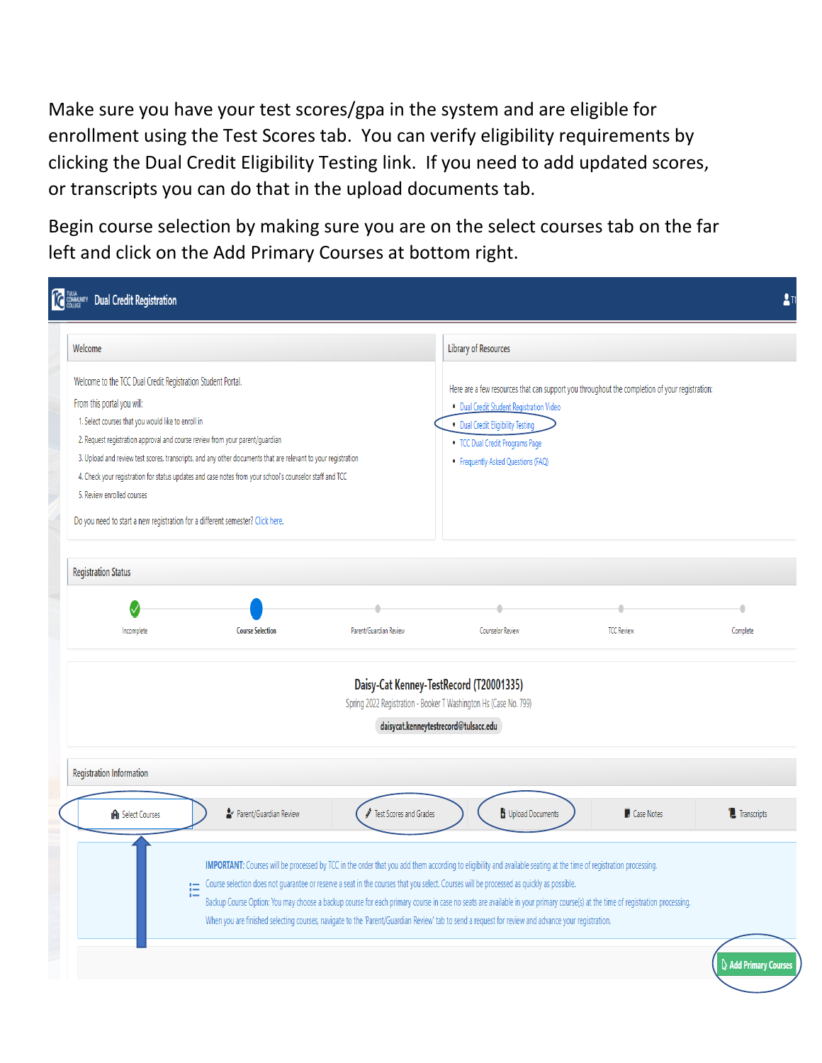Make sure you have your test scores/gpa in the system and are eligible for enrollment using the Test Scores tab. You can verify eligibility requirements by clicking the Dual Credit Eligibility Testing link. If you need to add updated scores, or transcripts you can do that in the upload documents tab.

Begin course selection by making sure you are on the select courses tab on the far left and click on the Add Primary Courses at bottom right.

Dual Credit Registration

**Welcome**

Welcome to the TCC Dual Credit Registration Student Portal.

From this portal you will:

1. Select courses that you would like to enroll in
2. Request registration approval and course review from your parent/guardian
3. Upload and review test scores, transcripts, and any other documents that are relevant to your registration
4. Check your registration for status updates and case notes from your school's counselor staff and TCC
5. Review enrolled courses

Do you need to start a new registration for a different semester? Click here.

**Library of Resources**

Here are a few resources that can support you throughout the completion of your registration:

- Dual Credit Student Registration Video
- Dual Credit Eligibility Testing
- TCC Dual Credit Programs Page
- Frequently Asked Questions (FAQ)

**Registration Status**

Incomplete | Course Selection | Parent/Guardian Review | Counselor Review | TCC Review | Complete

**Daisy-Cat Kenney-TestRecord (T20001335)**

Spring 2022 Registration - Booker T Washington Hs (Case No. 799)

daisycat.kenneytestrecord@tulsacc.edu

**Registration Information**

Select Courses | Parent/Guardian Review | Test Scores and Grades | Upload Documents | Case Notes | Transcripts

IMPORTANT: Courses will be processed by TCC in the order that you add them according to eligibility and available seating at the time of registration processing.

Course selection does not guarantee or reserve a seat in the courses that you select. Courses will be processed as quickly as possible.

Backup Course Option: You may choose a backup course for each primary course in case no seats are available in your primary course(s) at the time of registration processing.

When you are finished selecting courses, navigate to the 'Parent/Guardian Review' tab to send a request for review and advance your registration.

Add Primary Courses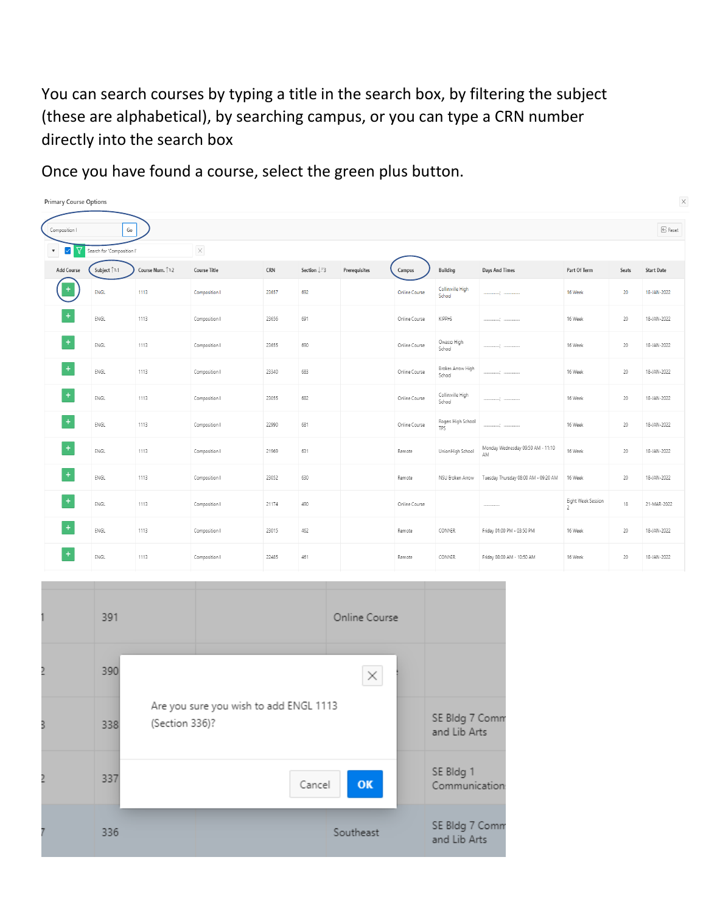You can search courses by typing a title in the search box, by filtering the subject (these are alphabetical), by searching campus, or you can type a CRN number directly into the search box

Once you have found a course, select the green plus button.

Primary Course Options

Composition I Go

Reset

Search for 'Composition I'

| Add Course | Subject | Course Num. | Course Title | CRN | Section | Prerequisites | Campus | Building | Days And Times | Part Of Term | Seats | Start Date |
|---|---|---|---|---|---|---|---|---|---|---|---|---|
| + | ENGL | 1113 | Composition I | 23657 | 692 | | Online Course | Collinsville High School | | 16 Week | 20 | 18-JAN-2022 |
| + | ENGL | 1113 | Composition I | 23656 | 691 | | Online Course | KIPPHS | | 16 Week | 20 | 18-JAN-2022 |
| + | ENGL | 1113 | Composition I | 23655 | 690 | | Online Course | Owasso High School | | 16 Week | 20 | 18-JAN-2022 |
| + | ENGL | 1113 | Composition I | 23340 | 683 | | Online Course | Broken Arrow High School | | 16 Week | 20 | 18-JAN-2022 |
| + | ENGL | 1113 | Composition I | 23055 | 682 | | Online Course | Collinsville High School | | 16 Week | 20 | 18-JAN-2022 |
| + | ENGL | 1113 | Composition I | 22990 | 681 | | Online Course | Rogers High School TPS | | 16 Week | 20 | 18-JAN-2022 |
| + | ENGL | 1113 | Composition I | 21969 | 631 | | Remote | Union High School | Monday Wednesday 09:50 AM - 11:10 AM | 16 Week | 20 | 18-JAN-2022 |
| + | ENGL | 1113 | Composition I | 23052 | 630 | | Remote | NSU Broken Arrow | Tuesday Thursday 08:00 AM - 09:20 AM | 16 Week | 20 | 18-JAN-2022 |
| + | ENGL | 1113 | Composition I | 21174 | 490 | | Online Course | | | Eight Week Session 2 | 18 | 21-MAR-2022 |
| + | ENGL | 1113 | Composition I | 23015 | 462 | | Remote | CONNER | Friday 01:00 PM - 03:50 PM | 16 Week | 20 | 18-JAN-2022 |
| + | ENGL | 1113 | Composition I | 22485 | 461 | | Remote | CONNER | Friday 08:00 AM - 10:50 AM | 16 Week | 20 | 18-JAN-2022 |

Are you sure you wish to add ENGL 1113 (Section 336)?

Cancel OK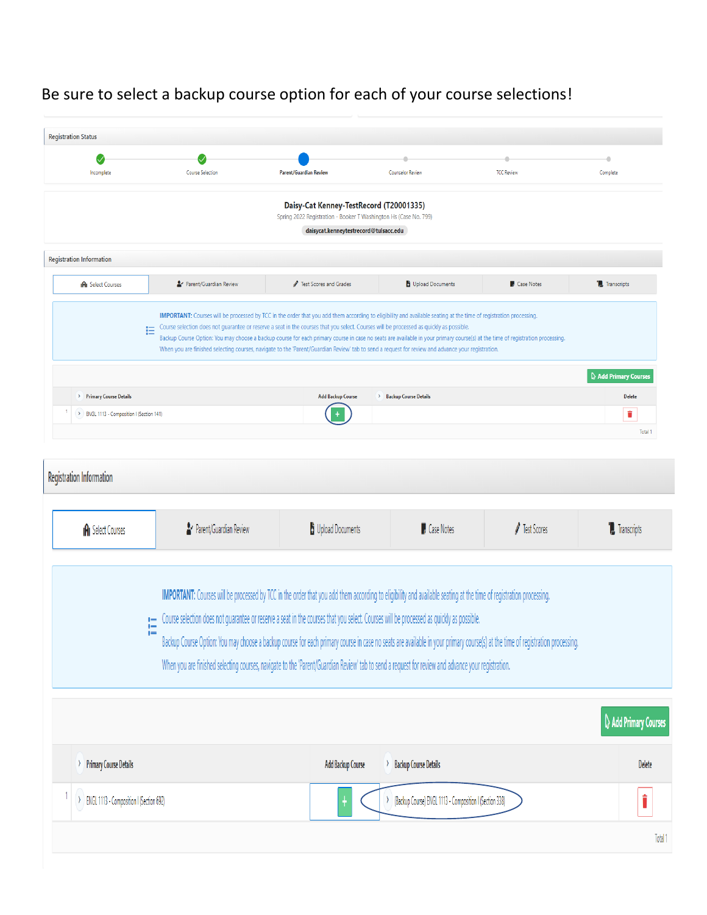Be sure to select a backup course option for each of your course selections!

Registration Status

Incomplete — Course Selection — Parent/Guardian Review — Counselor Review — TCC Review — Complete

**Daisy-Cat Kenney-TestRecord (T20001335)**

Spring 2022 Registration - Booker T Washington Hs (Case No. 799)

daisycat.kenneytestrecord@tulsacc.edu

Registration Information

Select Courses | Parent/Guardian Review | Test Scores and Grades | Upload Documents | Case Notes | Transcripts

**IMPORTANT:** Courses will be processed by TCC in the order that you add them according to eligibility and available seating at the time of registration processing.
Course selection does not guarantee or reserve a seat in the courses that you select. Courses will be processed as quickly as possible.
Backup Course Option: You may choose a backup course for each primary course in case no seats are available in your primary course(s) at the time of registration processing.
When you are finished selecting courses, navigate to the 'Parent/Guardian Review' tab to send a request for review and advance your registration.

Add Primary Courses

| | Primary Course Details | Add Backup Course | Backup Course Details | Delete |
|---|---|---|---|---|
| 1 | ENGL 1113 - Composition I (Section 141) | + | | |

Total 1

Registration Information

Select Courses | Parent/Guardian Review | Upload Documents | Case Notes | Test Scores | Transcripts

**IMPORTANT:** Courses will be processed by TCC in the order that you add them according to eligibility and available seating at the time of registration processing.
Course selection does not guarantee or reserve a seat in the courses that you select. Courses will be processed as quickly as possible.
Backup Course Option: You may choose a backup course for each primary course in case no seats are available in your primary course(s) at the time of registration processing.
When you are finished selecting courses, navigate to the 'Parent/Guardian Review' tab to send a request for review and advance your registration.

Add Primary Courses

| | Primary Course Details | Add Backup Course | Backup Course Details | Delete |
|---|---|---|---|---|
| 1 | ENGL 1113 - Composition I (Section 692) | + | [Backup Course] ENGL 1113 - Composition I (Section 338) | |

Total 1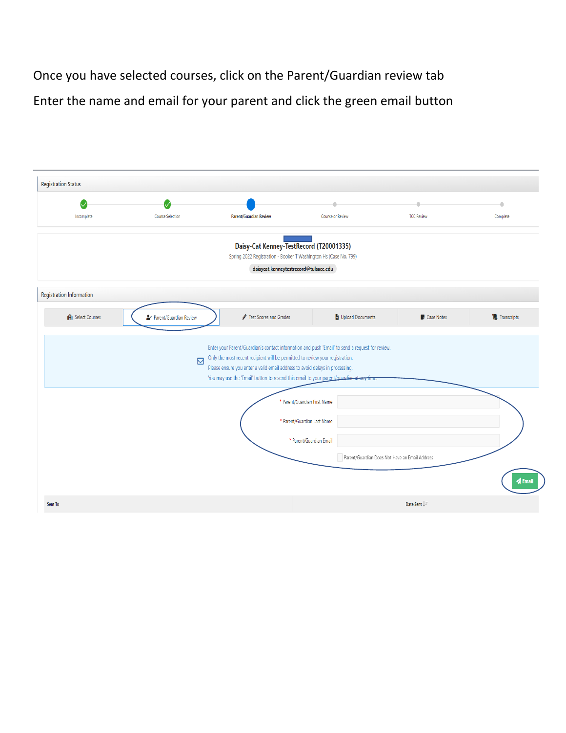Once you have selected courses, click on the Parent/Guardian review tab

Enter the name and email for your parent and click the green email button

Registration Status

Incomplete | Course Selection | Parent/Guardian Review | Counselor Review | TCC Review | Complete

Daisy-Cat Kenney-TestRecord (T20001335)

Spring 2022 Registration - Booker T Washington Hs (Case No. 799)

daisycat.kenneytestrecord@tulsacc.edu

Registration Information

Select Courses | Parent/Guardian Review | Test Scores and Grades | Upload Documents | Case Notes | Transcripts

Enter your Parent/Guardian's contact information and push 'Email' to send a request for review.
Only the most recent recipient will be permitted to review your registration.
Please ensure you enter a valid email address to avoid delays in processing.
You may use the 'Email' button to resend this email to your parent/guardian at any time.

* Parent/Guardian First Name

* Parent/Guardian Last Name

* Parent/Guardian Email

Parent/Guardian Does Not Have an Email Address

Email

| Sent To | Date Sent |
| --- | --- |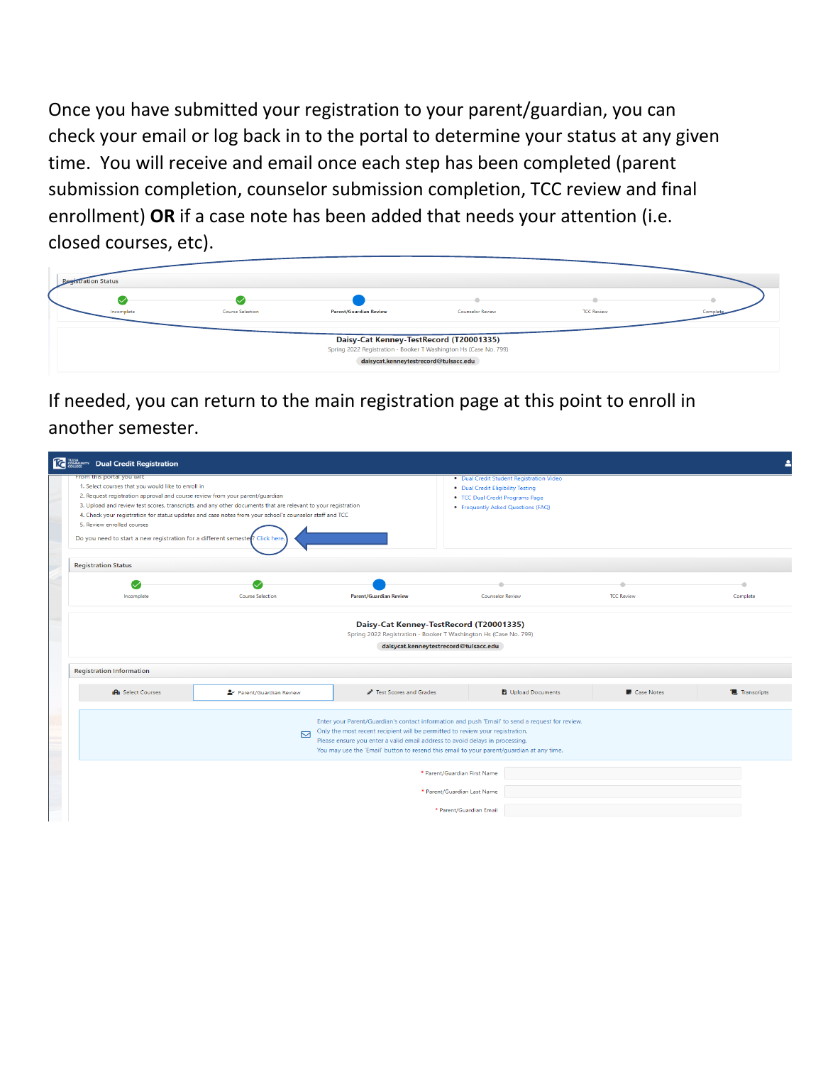Once you have submitted your registration to your parent/guardian, you can check your email or log back in to the portal to determine your status at any given time. You will receive and email once each step has been completed (parent submission completion, counselor submission completion, TCC review and final enrollment) **OR** if a case note has been added that needs your attention (i.e. closed courses, etc).

Registration Status

Incomplete — Course Selection — Parent/Guardian Review — Counselor Review — TCC Review — Complete

Daisy-Cat Kenney-TestRecord (T20001335)
Spring 2022 Registration - Booker T Washington Hs (Case No. 799)
daisycat.kenneytestrecord@tulsacc.edu

If needed, you can return to the main registration page at this point to enroll in another semester.

Dual Credit Registration

From this portal you will:

1. Select courses that you would like to enroll in
2. Request registration approval and course review from your parent/guardian
3. Upload and review test scores, transcripts, and any other documents that are relevant to your registration
4. Check your registration for status updates and case notes from your school's counselor staff and TCC
5. Review enrolled courses

Do you need to start a new registration for a different semester? Click here.

- Dual Credit Student Registration Video
- Dual Credit Eligibility Testing
- TCC Dual Credit Programs Page
- Frequently Asked Questions (FAQ)

Registration Status

Incomplete — Course Selection — Parent/Guardian Review — Counselor Review — TCC Review — Complete

Daisy-Cat Kenney-TestRecord (T20001335)
Spring 2022 Registration - Booker T Washington Hs (Case No. 799)
daisycat.kenneytestrecord@tulsacc.edu

Registration Information

Select Courses | Parent/Guardian Review | Test Scores and Grades | Upload Documents | Case Notes | Transcripts

Enter your Parent/Guardian's contact information and push 'Email' to send a request for review.
Only the most recent recipient will be permitted to review your registration.
Please ensure you enter a valid email address to avoid delays in processing.
You may use the 'Email' button to resend this email to your parent/guardian at any time.

* Parent/Guardian First Name

* Parent/Guardian Last Name

* Parent/Guardian Email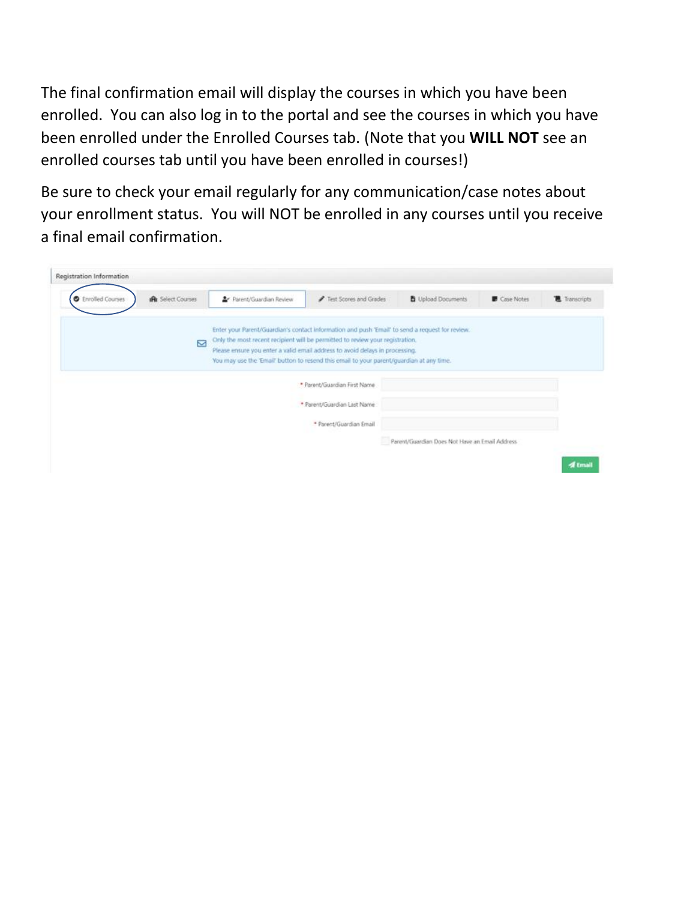The final confirmation email will display the courses in which you have been enrolled. You can also log in to the portal and see the courses in which you have been enrolled under the Enrolled Courses tab. (Note that you **WILL NOT** see an enrolled courses tab until you have been enrolled in courses!)

Be sure to check your email regularly for any communication/case notes about your enrollment status. You will NOT be enrolled in any courses until you receive a final email confirmation.

Registration Information

Enrolled Courses | Select Courses | Parent/Guardian Review | Test Scores and Grades | Upload Documents | Case Notes | Transcripts

Enter your Parent/Guardian's contact information and push 'Email' to send a request for review.
Only the most recent recipient will be permitted to review your registration.
Please ensure you enter a valid email address to avoid delays in processing.
You may use the 'Email' button to resend this email to your parent/guardian at any time.

* Parent/Guardian First Name

* Parent/Guardian Last Name

* Parent/Guardian Email

Parent/Guardian Does Not Have an Email Address

Email